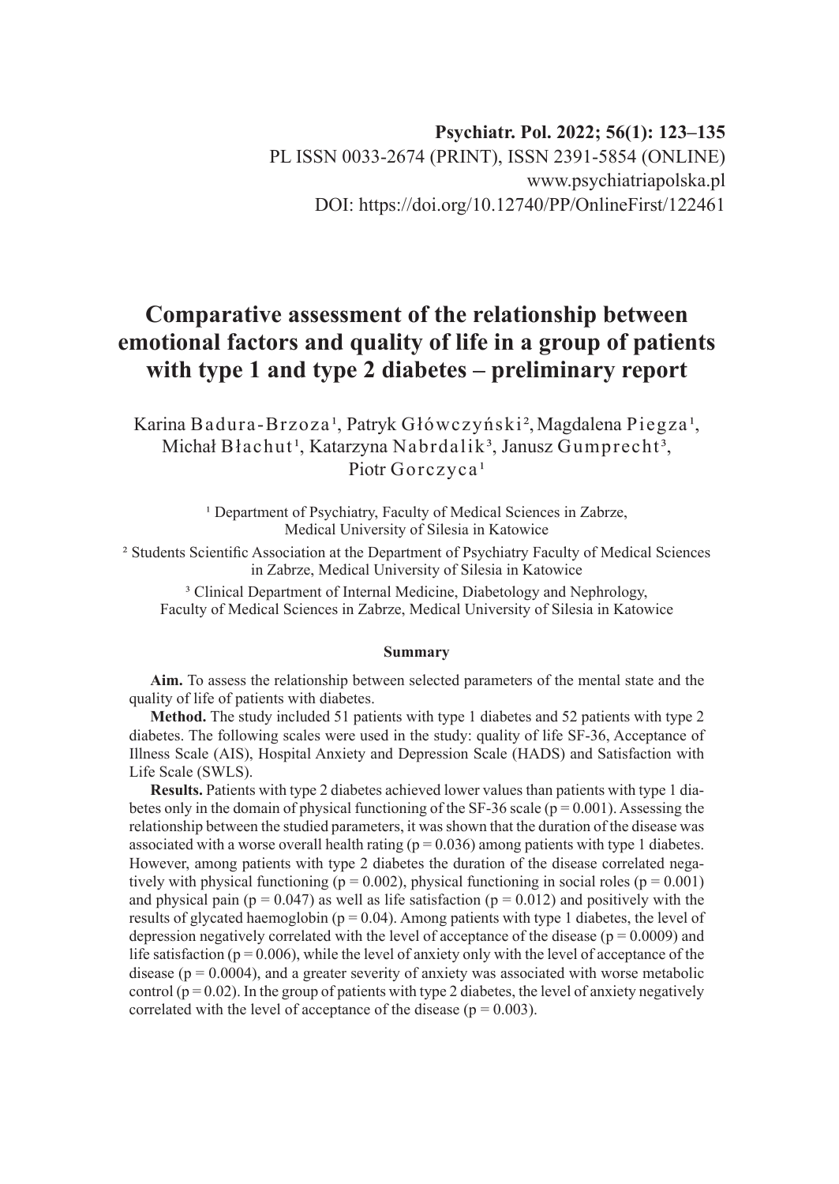**Psychiatr. Pol. 2022; 56(1): 123–135**
PL ISSN 0033-2674 (PRINT), ISSN 2391-5854 (ONLINE)
www.psychiatriapolska.pl
DOI: https://doi.org/10.12740/PP/OnlineFirst/122461

# Comparative assessment of the relationship between emotional factors and quality of life in a group of patients with type 1 and type 2 diabetes – preliminary report

Karina Badura-Brzoza[1], Patryk Główczyński[2], Magdalena Piegza[1], Michał Błachut[1], Katarzyna Nabrdalik[3], Janusz Gumprecht[3], Piotr Gorczyca[1]

[1] Department of Psychiatry, Faculty of Medical Sciences in Zabrze, Medical University of Silesia in Katowice

[2] Students Scientific Association at the Department of Psychiatry Faculty of Medical Sciences in Zabrze, Medical University of Silesia in Katowice

[3] Clinical Department of Internal Medicine, Diabetology and Nephrology, Faculty of Medical Sciences in Zabrze, Medical University of Silesia in Katowice

### Summary

**Aim.** To assess the relationship between selected parameters of the mental state and the quality of life of patients with diabetes.

**Method.** The study included 51 patients with type 1 diabetes and 52 patients with type 2 diabetes. The following scales were used in the study: quality of life SF-36, Acceptance of Illness Scale (AIS), Hospital Anxiety and Depression Scale (HADS) and Satisfaction with Life Scale (SWLS).

**Results.** Patients with type 2 diabetes achieved lower values than patients with type 1 diabetes only in the domain of physical functioning of the SF-36 scale ($p = 0.001$). Assessing the relationship between the studied parameters, it was shown that the duration of the disease was associated with a worse overall health rating ($p = 0.036$) among patients with type 1 diabetes. However, among patients with type 2 diabetes the duration of the disease correlated negatively with physical functioning ($p = 0.002$), physical functioning in social roles ($p = 0.001$) and physical pain ($p = 0.047$) as well as life satisfaction ($p = 0.012$) and positively with the results of glycated haemoglobin ($p = 0.04$). Among patients with type 1 diabetes, the level of depression negatively correlated with the level of acceptance of the disease ($p = 0.0009$) and life satisfaction ($p = 0.006$), while the level of anxiety only with the level of acceptance of the disease ($p = 0.0004$), and a greater severity of anxiety was associated with worse metabolic control ($p = 0.02$). In the group of patients with type 2 diabetes, the level of anxiety negatively correlated with the level of acceptance of the disease ($p = 0.003$).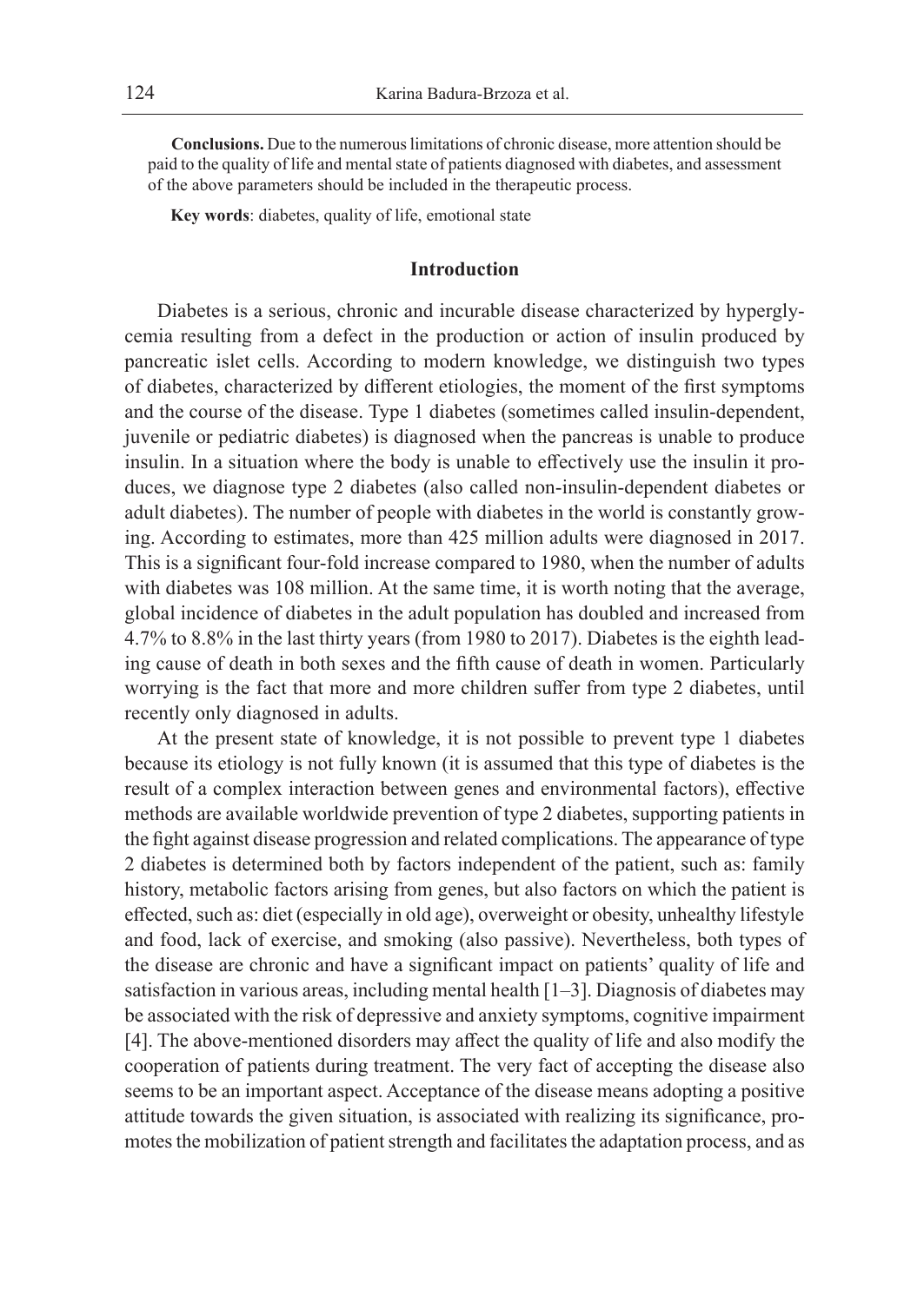**Conclusions.** Due to the numerous limitations of chronic disease, more attention should be paid to the quality of life and mental state of patients diagnosed with diabetes, and assessment of the above parameters should be included in the therapeutic process.

**Key words**: diabetes, quality of life, emotional state

## Introduction

Diabetes is a serious, chronic and incurable disease characterized by hyperglycemia resulting from a defect in the production or action of insulin produced by pancreatic islet cells. According to modern knowledge, we distinguish two types of diabetes, characterized by different etiologies, the moment of the first symptoms and the course of the disease. Type 1 diabetes (sometimes called insulin-dependent, juvenile or pediatric diabetes) is diagnosed when the pancreas is unable to produce insulin. In a situation where the body is unable to effectively use the insulin it produces, we diagnose type 2 diabetes (also called non-insulin-dependent diabetes or adult diabetes). The number of people with diabetes in the world is constantly growing. According to estimates, more than 425 million adults were diagnosed in 2017. This is a significant four-fold increase compared to 1980, when the number of adults with diabetes was 108 million. At the same time, it is worth noting that the average, global incidence of diabetes in the adult population has doubled and increased from 4.7% to 8.8% in the last thirty years (from 1980 to 2017). Diabetes is the eighth leading cause of death in both sexes and the fifth cause of death in women. Particularly worrying is the fact that more and more children suffer from type 2 diabetes, until recently only diagnosed in adults.

At the present state of knowledge, it is not possible to prevent type 1 diabetes because its etiology is not fully known (it is assumed that this type of diabetes is the result of a complex interaction between genes and environmental factors), effective methods are available worldwide prevention of type 2 diabetes, supporting patients in the fight against disease progression and related complications. The appearance of type 2 diabetes is determined both by factors independent of the patient, such as: family history, metabolic factors arising from genes, but also factors on which the patient is effected, such as: diet (especially in old age), overweight or obesity, unhealthy lifestyle and food, lack of exercise, and smoking (also passive). Nevertheless, both types of the disease are chronic and have a significant impact on patients' quality of life and satisfaction in various areas, including mental health [1–3]. Diagnosis of diabetes may be associated with the risk of depressive and anxiety symptoms, cognitive impairment [4]. The above-mentioned disorders may affect the quality of life and also modify the cooperation of patients during treatment. The very fact of accepting the disease also seems to be an important aspect. Acceptance of the disease means adopting a positive attitude towards the given situation, is associated with realizing its significance, promotes the mobilization of patient strength and facilitates the adaptation process, and as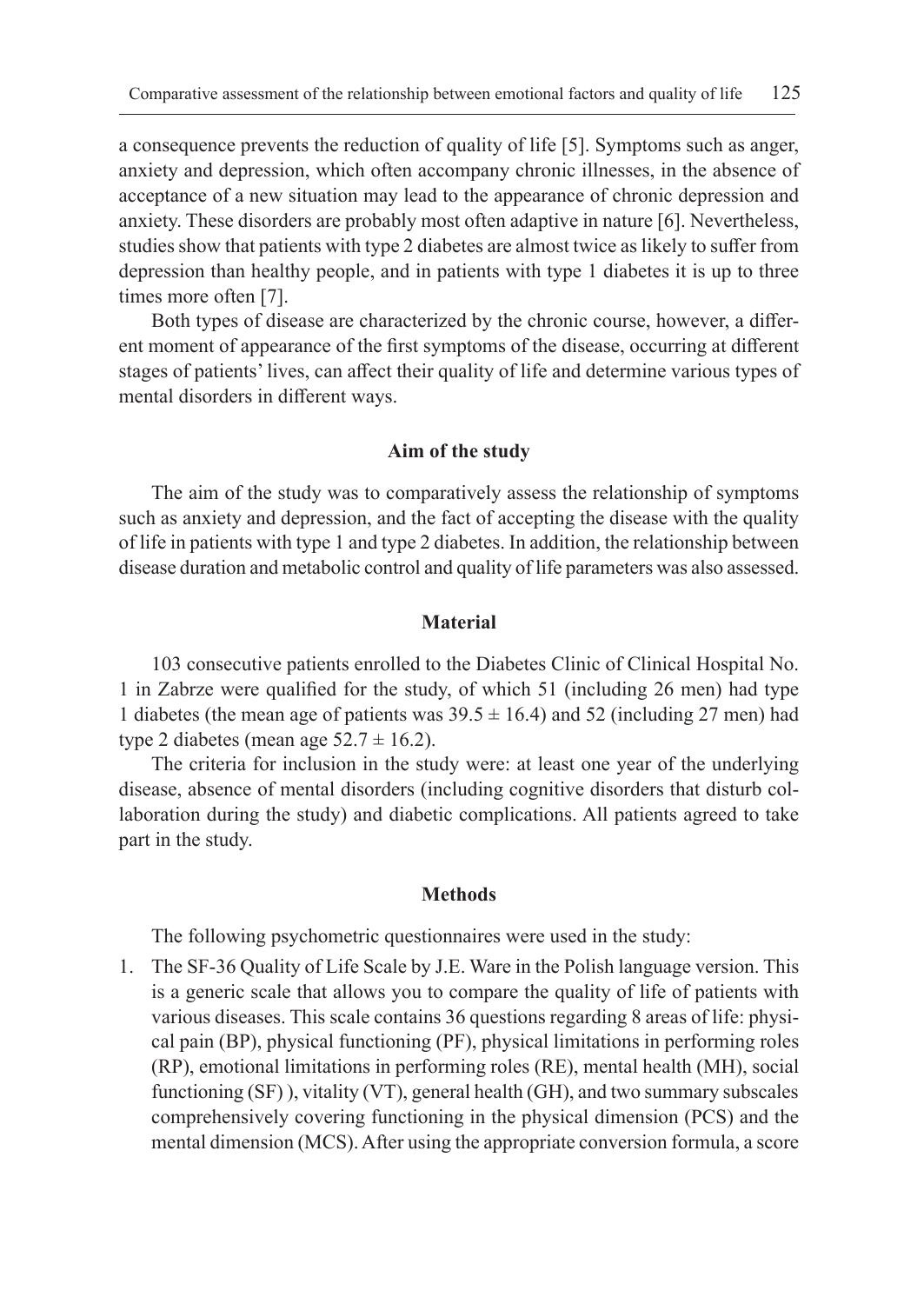a consequence prevents the reduction of quality of life [5]. Symptoms such as anger, anxiety and depression, which often accompany chronic illnesses, in the absence of acceptance of a new situation may lead to the appearance of chronic depression and anxiety. These disorders are probably most often adaptive in nature [6]. Nevertheless, studies show that patients with type 2 diabetes are almost twice as likely to suffer from depression than healthy people, and in patients with type 1 diabetes it is up to three times more often [7].

Both types of disease are characterized by the chronic course, however, a different moment of appearance of the first symptoms of the disease, occurring at different stages of patients' lives, can affect their quality of life and determine various types of mental disorders in different ways.

## Aim of the study

The aim of the study was to comparatively assess the relationship of symptoms such as anxiety and depression, and the fact of accepting the disease with the quality of life in patients with type 1 and type 2 diabetes. In addition, the relationship between disease duration and metabolic control and quality of life parameters was also assessed.

## Material

103 consecutive patients enrolled to the Diabetes Clinic of Clinical Hospital No. 1 in Zabrze were qualified for the study, of which 51 (including 26 men) had type 1 diabetes (the mean age of patients was $39.5 \pm 16.4$) and 52 (including 27 men) had type 2 diabetes (mean age $52.7 \pm 16.2$).

The criteria for inclusion in the study were: at least one year of the underlying disease, absence of mental disorders (including cognitive disorders that disturb collaboration during the study) and diabetic complications. All patients agreed to take part in the study.

## Methods

The following psychometric questionnaires were used in the study:

1. The SF-36 Quality of Life Scale by J.E. Ware in the Polish language version. This is a generic scale that allows you to compare the quality of life of patients with various diseases. This scale contains 36 questions regarding 8 areas of life: physical pain (BP), physical functioning (PF), physical limitations in performing roles (RP), emotional limitations in performing roles (RE), mental health (MH), social functioning (SF) ), vitality (VT), general health (GH), and two summary subscales comprehensively covering functioning in the physical dimension (PCS) and the mental dimension (MCS). After using the appropriate conversion formula, a score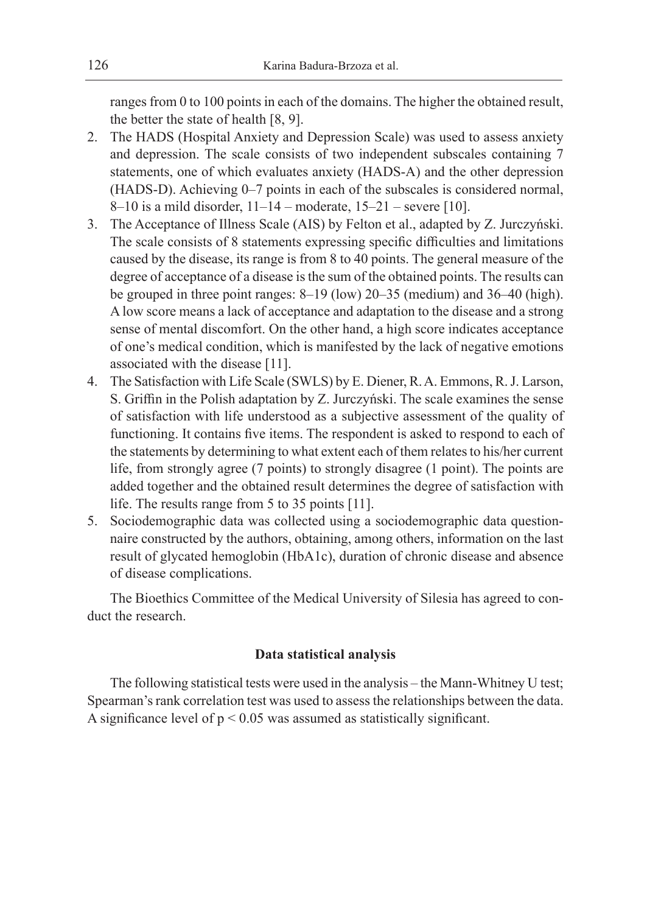ranges from 0 to 100 points in each of the domains. The higher the obtained result, the better the state of health [8, 9].

2. The HADS (Hospital Anxiety and Depression Scale) was used to assess anxiety and depression. The scale consists of two independent subscales containing 7 statements, one of which evaluates anxiety (HADS-A) and the other depression (HADS-D). Achieving 0–7 points in each of the subscales is considered normal, 8–10 is a mild disorder, 11–14 – moderate, 15–21 – severe [10].
3. The Acceptance of Illness Scale (AIS) by Felton et al., adapted by Z. Jurczyński. The scale consists of 8 statements expressing specific difficulties and limitations caused by the disease, its range is from 8 to 40 points. The general measure of the degree of acceptance of a disease is the sum of the obtained points. The results can be grouped in three point ranges: 8–19 (low) 20–35 (medium) and 36–40 (high). A low score means a lack of acceptance and adaptation to the disease and a strong sense of mental discomfort. On the other hand, a high score indicates acceptance of one's medical condition, which is manifested by the lack of negative emotions associated with the disease [11].
4. The Satisfaction with Life Scale (SWLS) by E. Diener, R. A. Emmons, R. J. Larson, S. Griffin in the Polish adaptation by Z. Jurczyński. The scale examines the sense of satisfaction with life understood as a subjective assessment of the quality of functioning. It contains five items. The respondent is asked to respond to each of the statements by determining to what extent each of them relates to his/her current life, from strongly agree (7 points) to strongly disagree (1 point). The points are added together and the obtained result determines the degree of satisfaction with life. The results range from 5 to 35 points [11].
5. Sociodemographic data was collected using a sociodemographic data questionnaire constructed by the authors, obtaining, among others, information on the last result of glycated hemoglobin (HbA1c), duration of chronic disease and absence of disease complications.

The Bioethics Committee of the Medical University of Silesia has agreed to conduct the research.

**Data statistical analysis**

The following statistical tests were used in the analysis – the Mann-Whitney U test; Spearman's rank correlation test was used to assess the relationships between the data. A significance level of $p < 0.05$ was assumed as statistically significant.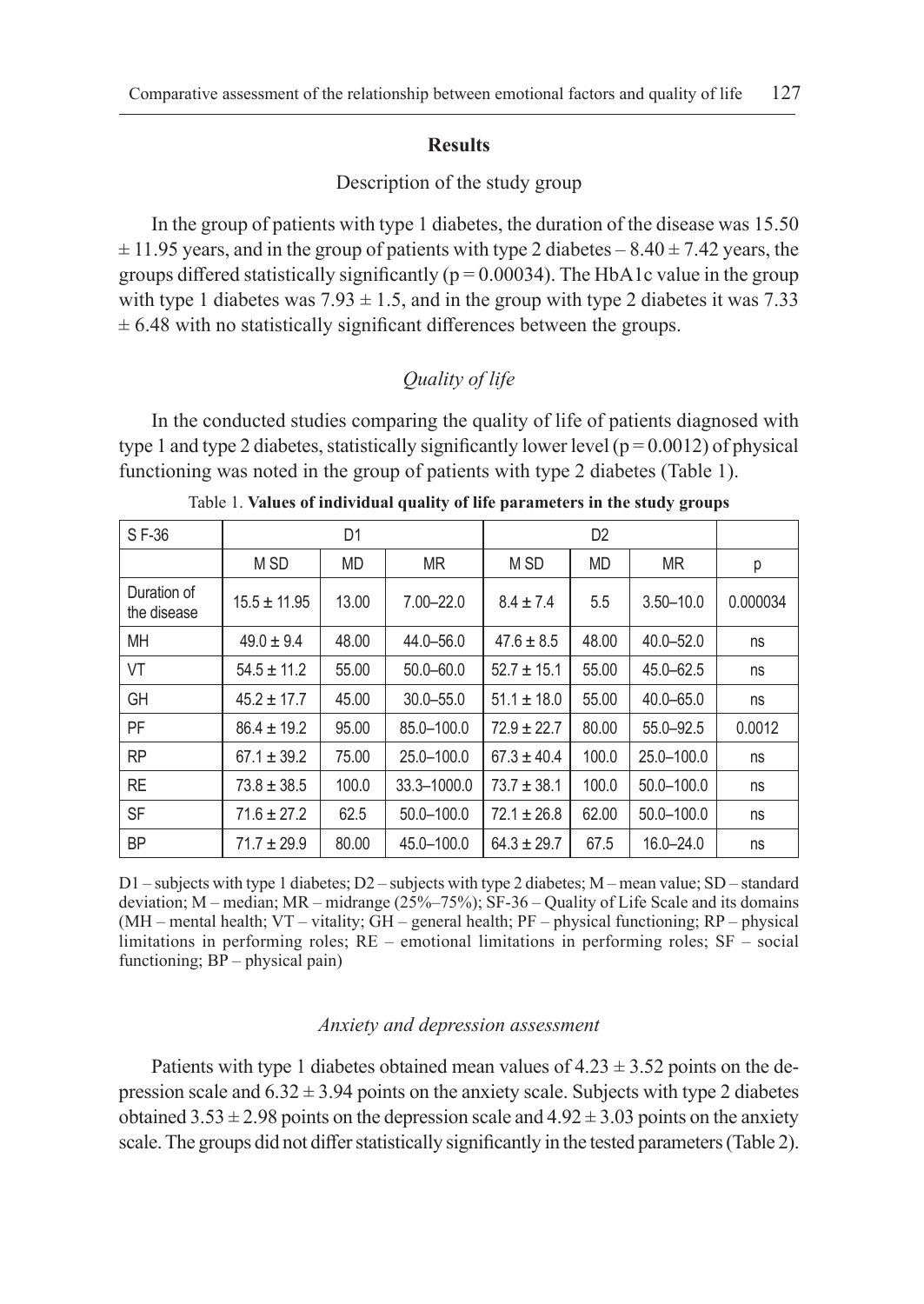## Results

### Description of the study group

In the group of patients with type 1 diabetes, the duration of the disease was 15.50 ± 11.95 years, and in the group of patients with type 2 diabetes – 8.40 ± 7.42 years, the groups differed statistically significantly ($p = 0.00034$). The HbA1c value in the group with type 1 diabetes was 7.93 ± 1.5, and in the group with type 2 diabetes it was 7.33 ± 6.48 with no statistically significant differences between the groups.

### *Quality of life*

In the conducted studies comparing the quality of life of patients diagnosed with type 1 and type 2 diabetes, statistically significantly lower level ($p = 0.0012$) of physical functioning was noted in the group of patients with type 2 diabetes (Table 1).

Table 1. **Values of individual quality of life parameters in the study groups**

| S F-36 | D1 | | | D2 | | | |
|---|---|---|---|---|---|---|---|
| | M SD | MD | MR | M SD | MD | MR | p |
| Duration of the disease | 15.5 ± 11.95 | 13.00 | 7.00–22.0 | 8.4 ± 7.4 | 5.5 | 3.50–10.0 | 0.000034 |
| MH | 49.0 ± 9.4 | 48.00 | 44.0–56.0 | 47.6 ± 8.5 | 48.00 | 40.0–52.0 | ns |
| VT | 54.5 ± 11.2 | 55.00 | 50.0–60.0 | 52.7 ± 15.1 | 55.00 | 45.0–62.5 | ns |
| GH | 45.2 ± 17.7 | 45.00 | 30.0–55.0 | 51.1 ± 18.0 | 55.00 | 40.0–65.0 | ns |
| PF | 86.4 ± 19.2 | 95.00 | 85.0–100.0 | 72.9 ± 22.7 | 80.00 | 55.0–92.5 | 0.0012 |
| RP | 67.1 ± 39.2 | 75.00 | 25.0–100.0 | 67.3 ± 40.4 | 100.0 | 25.0–100.0 | ns |
| RE | 73.8 ± 38.5 | 100.0 | 33.3–1000.0 | 73.7 ± 38.1 | 100.0 | 50.0–100.0 | ns |
| SF | 71.6 ± 27.2 | 62.5 | 50.0–100.0 | 72.1 ± 26.8 | 62.00 | 50.0–100.0 | ns |
| BP | 71.7 ± 29.9 | 80.00 | 45.0–100.0 | 64.3 ± 29.7 | 67.5 | 16.0–24.0 | ns |

D1 – subjects with type 1 diabetes; D2 – subjects with type 2 diabetes; M – mean value; SD – standard deviation; M – median; MR – midrange (25%–75%); SF-36 – Quality of Life Scale and its domains (MH – mental health; VT – vitality; GH – general health; PF – physical functioning; RP – physical limitations in performing roles; RE – emotional limitations in performing roles; SF – social functioning; BP – physical pain)

### *Anxiety and depression assessment*

Patients with type 1 diabetes obtained mean values of 4.23 ± 3.52 points on the depression scale and 6.32 ± 3.94 points on the anxiety scale. Subjects with type 2 diabetes obtained 3.53 ± 2.98 points on the depression scale and 4.92 ± 3.03 points on the anxiety scale. The groups did not differ statistically significantly in the tested parameters (Table 2).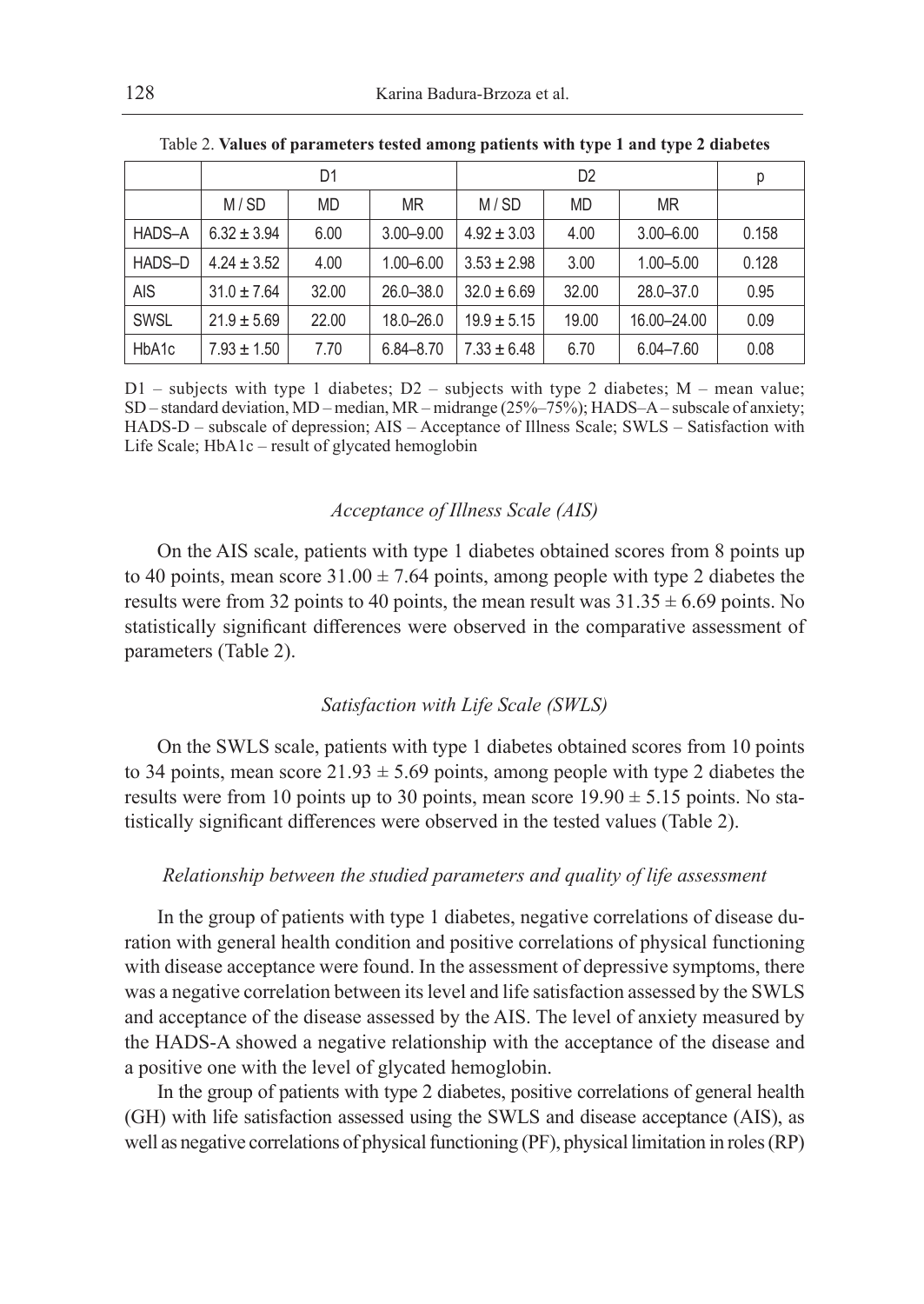Table 2. **Values of parameters tested among patients with type 1 and type 2 diabetes**

| | D1 | | | D2 | | | p |
|---|---|---|---|---|---|---|---|
| | M / SD | MD | MR | M / SD | MD | MR | |
| HADS–A | 6.32 ± 3.94 | 6.00 | 3.00–9.00 | 4.92 ± 3.03 | 4.00 | 3.00–6.00 | 0.158 |
| HADS–D | 4.24 ± 3.52 | 4.00 | 1.00–6.00 | 3.53 ± 2.98 | 3.00 | 1.00–5.00 | 0.128 |
| AIS | 31.0 ± 7.64 | 32.00 | 26.0–38.0 | 32.0 ± 6.69 | 32.00 | 28.0–37.0 | 0.95 |
| SWSL | 21.9 ± 5.69 | 22.00 | 18.0–26.0 | 19.9 ± 5.15 | 19.00 | 16.00–24.00 | 0.09 |
| HbA1c | 7.93 ± 1.50 | 7.70 | 6.84–8.70 | 7.33 ± 6.48 | 6.70 | 6.04–7.60 | 0.08 |

D1 – subjects with type 1 diabetes; D2 – subjects with type 2 diabetes; M – mean value; SD – standard deviation, MD – median, MR – midrange (25%–75%); HADS–A – subscale of anxiety; HADS-D – subscale of depression; AIS – Acceptance of Illness Scale; SWLS – Satisfaction with Life Scale; HbA1c – result of glycated hemoglobin

### *Acceptance of Illness Scale (AIS)*

On the AIS scale, patients with type 1 diabetes obtained scores from 8 points up to 40 points, mean score 31.00 ± 7.64 points, among people with type 2 diabetes the results were from 32 points to 40 points, the mean result was 31.35 ± 6.69 points. No statistically significant differences were observed in the comparative assessment of parameters (Table 2).

### *Satisfaction with Life Scale (SWLS)*

On the SWLS scale, patients with type 1 diabetes obtained scores from 10 points to 34 points, mean score 21.93 ± 5.69 points, among people with type 2 diabetes the results were from 10 points up to 30 points, mean score 19.90 ± 5.15 points. No statistically significant differences were observed in the tested values (Table 2).

### *Relationship between the studied parameters and quality of life assessment*

In the group of patients with type 1 diabetes, negative correlations of disease duration with general health condition and positive correlations of physical functioning with disease acceptance were found. In the assessment of depressive symptoms, there was a negative correlation between its level and life satisfaction assessed by the SWLS and acceptance of the disease assessed by the AIS. The level of anxiety measured by the HADS-A showed a negative relationship with the acceptance of the disease and a positive one with the level of glycated hemoglobin.

In the group of patients with type 2 diabetes, positive correlations of general health (GH) with life satisfaction assessed using the SWLS and disease acceptance (AIS), as well as negative correlations of physical functioning (PF), physical limitation in roles (RP)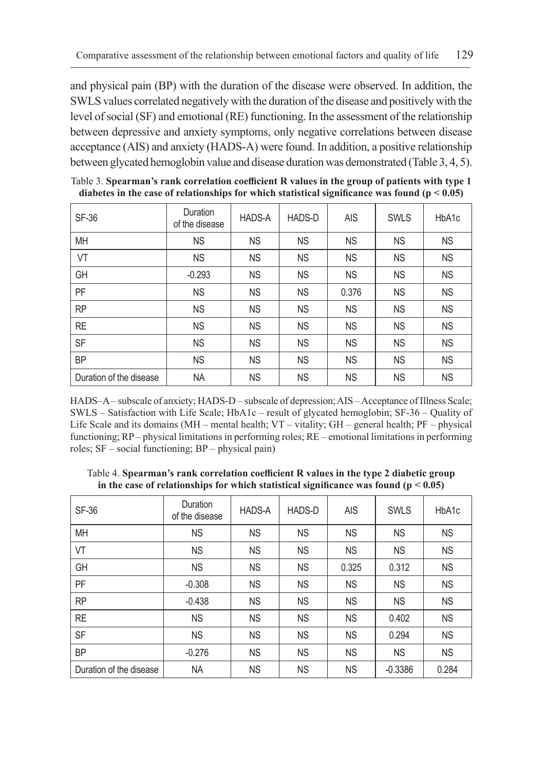and physical pain (BP) with the duration of the disease were observed. In addition, the SWLS values correlated negatively with the duration of the disease and positively with the level of social (SF) and emotional (RE) functioning. In the assessment of the relationship between depressive and anxiety symptoms, only negative correlations between disease acceptance (AIS) and anxiety (HADS-A) were found. In addition, a positive relationship between glycated hemoglobin value and disease duration was demonstrated (Table 3, 4, 5).

Table 3. **Spearman's rank correlation coefficient R values in the group of patients with type 1 diabetes in the case of relationships for which statistical significance was found ($p < 0.05$)**

| SF-36 | Duration of the disease | HADS-A | HADS-D | AIS | SWLS | HbA1c |
|---|---|---|---|---|---|---|
| MH | NS | NS | NS | NS | NS | NS |
| VT | NS | NS | NS | NS | NS | NS |
| GH | -0.293 | NS | NS | NS | NS | NS |
| PF | NS | NS | NS | 0.376 | NS | NS |
| RP | NS | NS | NS | NS | NS | NS |
| RE | NS | NS | NS | NS | NS | NS |
| SF | NS | NS | NS | NS | NS | NS |
| BP | NS | NS | NS | NS | NS | NS |
| Duration of the disease | NA | NS | NS | NS | NS | NS |

HADS–A – subscale of anxiety; HADS-D – subscale of depression; AIS – Acceptance of Illness Scale; SWLS – Satisfaction with Life Scale; HbA1c – result of glycated hemoglobin; SF-36 – Quality of Life Scale and its domains (MH – mental health; VT – vitality; GH – general health; PF – physical functioning; RP – physical limitations in performing roles; RE – emotional limitations in performing roles; SF – social functioning; BP – physical pain)

Table 4. **Spearman's rank correlation coefficient R values in the type 2 diabetic group in the case of relationships for which statistical significance was found ($p < 0.05$)**

| SF-36 | Duration of the disease | HADS-A | HADS-D | AIS | SWLS | HbA1c |
|---|---|---|---|---|---|---|
| MH | NS | NS | NS | NS | NS | NS |
| VT | NS | NS | NS | NS | NS | NS |
| GH | NS | NS | NS | 0.325 | 0.312 | NS |
| PF | -0.308 | NS | NS | NS | NS | NS |
| RP | -0.438 | NS | NS | NS | NS | NS |
| RE | NS | NS | NS | NS | 0.402 | NS |
| SF | NS | NS | NS | NS | 0.294 | NS |
| BP | -0.276 | NS | NS | NS | NS | NS |
| Duration of the disease | NA | NS | NS | NS | -0.3386 | 0.284 |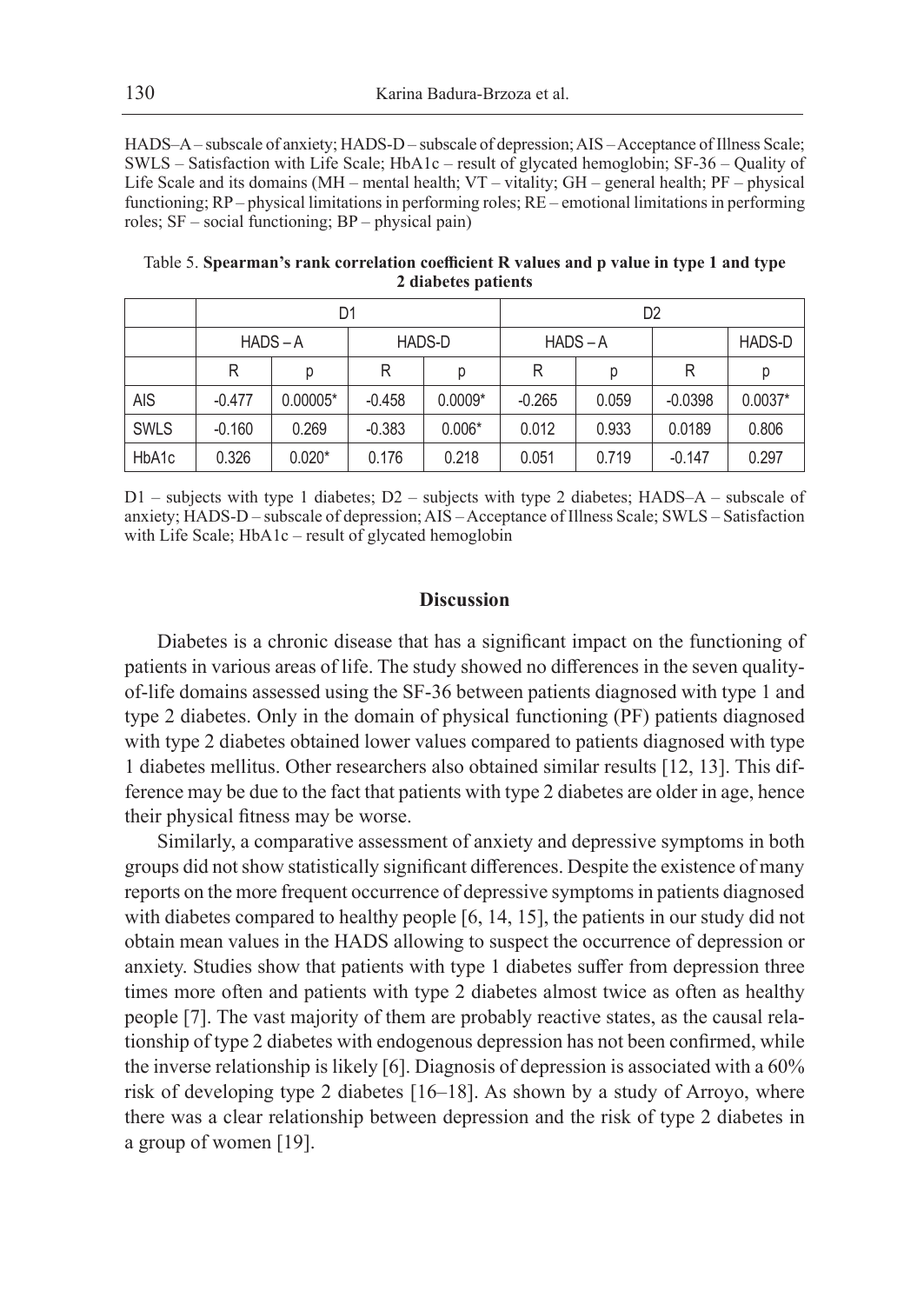HADS–A – subscale of anxiety; HADS-D – subscale of depression; AIS – Acceptance of Illness Scale; SWLS – Satisfaction with Life Scale; HbA1c – result of glycated hemoglobin; SF-36 – Quality of Life Scale and its domains (MH – mental health; VT – vitality; GH – general health; PF – physical functioning; RP – physical limitations in performing roles; RE – emotional limitations in performing roles; SF – social functioning; BP – physical pain)

Table 5. **Spearman's rank correlation coefficient R values and p value in type 1 and type 2 diabetes patients**

| | D1 | | | | D2 | | | |
|---|---|---|---|---|---|---|---|---|
| | HADS – A | | HADS-D | | HADS – A | | | HADS-D |
| | R | p | R | p | R | p | R | p |
| AIS | -0.477 | 0.00005* | -0.458 | 0.0009* | -0.265 | 0.059 | -0.0398 | 0.0037* |
| SWLS | -0.160 | 0.269 | -0.383 | 0.006* | 0.012 | 0.933 | 0.0189 | 0.806 |
| HbA1c | 0.326 | 0.020* | 0.176 | 0.218 | 0.051 | 0.719 | -0.147 | 0.297 |

D1 – subjects with type 1 diabetes; D2 – subjects with type 2 diabetes; HADS–A – subscale of anxiety; HADS-D – subscale of depression; AIS – Acceptance of Illness Scale; SWLS – Satisfaction with Life Scale; HbA1c – result of glycated hemoglobin

## Discussion

Diabetes is a chronic disease that has a significant impact on the functioning of patients in various areas of life. The study showed no differences in the seven quality-of-life domains assessed using the SF-36 between patients diagnosed with type 1 and type 2 diabetes. Only in the domain of physical functioning (PF) patients diagnosed with type 2 diabetes obtained lower values compared to patients diagnosed with type 1 diabetes mellitus. Other researchers also obtained similar results [12, 13]. This difference may be due to the fact that patients with type 2 diabetes are older in age, hence their physical fitness may be worse.

Similarly, a comparative assessment of anxiety and depressive symptoms in both groups did not show statistically significant differences. Despite the existence of many reports on the more frequent occurrence of depressive symptoms in patients diagnosed with diabetes compared to healthy people [6, 14, 15], the patients in our study did not obtain mean values in the HADS allowing to suspect the occurrence of depression or anxiety. Studies show that patients with type 1 diabetes suffer from depression three times more often and patients with type 2 diabetes almost twice as often as healthy people [7]. The vast majority of them are probably reactive states, as the causal relationship of type 2 diabetes with endogenous depression has not been confirmed, while the inverse relationship is likely [6]. Diagnosis of depression is associated with a 60% risk of developing type 2 diabetes [16–18]. As shown by a study of Arroyo, where there was a clear relationship between depression and the risk of type 2 diabetes in a group of women [19].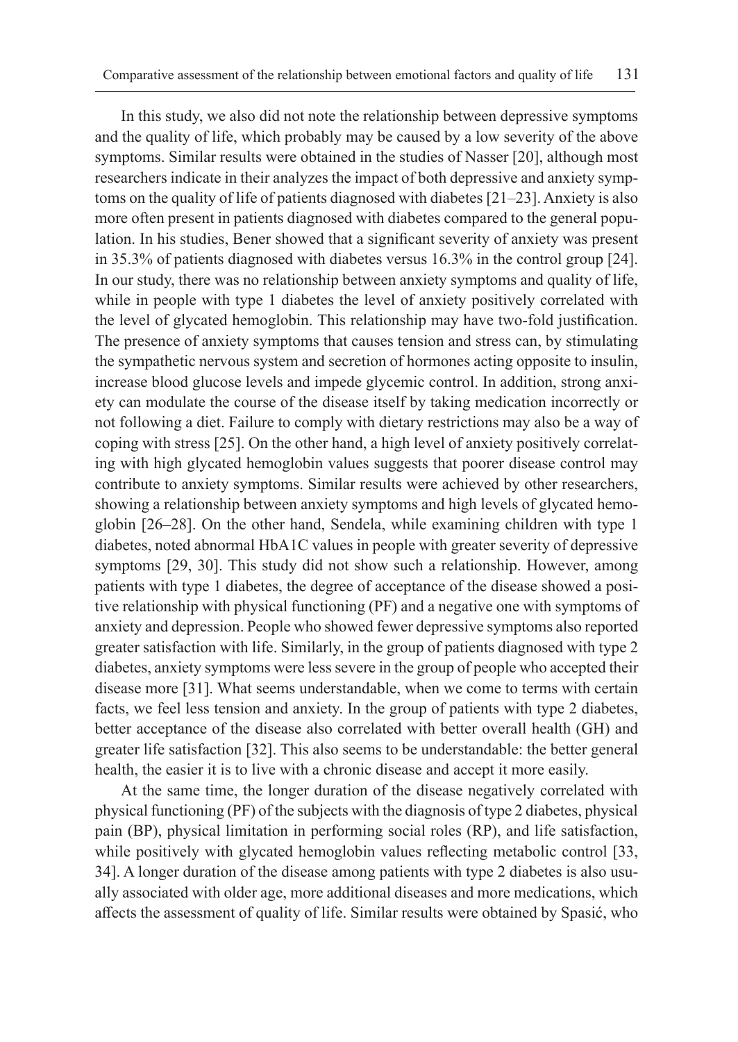In this study, we also did not note the relationship between depressive symptoms and the quality of life, which probably may be caused by a low severity of the above symptoms. Similar results were obtained in the studies of Nasser [20], although most researchers indicate in their analyzes the impact of both depressive and anxiety symptoms on the quality of life of patients diagnosed with diabetes [21–23]. Anxiety is also more often present in patients diagnosed with diabetes compared to the general population. In his studies, Bener showed that a significant severity of anxiety was present in 35.3% of patients diagnosed with diabetes versus 16.3% in the control group [24]. In our study, there was no relationship between anxiety symptoms and quality of life, while in people with type 1 diabetes the level of anxiety positively correlated with the level of glycated hemoglobin. This relationship may have two-fold justification. The presence of anxiety symptoms that causes tension and stress can, by stimulating the sympathetic nervous system and secretion of hormones acting opposite to insulin, increase blood glucose levels and impede glycemic control. In addition, strong anxiety can modulate the course of the disease itself by taking medication incorrectly or not following a diet. Failure to comply with dietary restrictions may also be a way of coping with stress [25]. On the other hand, a high level of anxiety positively correlating with high glycated hemoglobin values suggests that poorer disease control may contribute to anxiety symptoms. Similar results were achieved by other researchers, showing a relationship between anxiety symptoms and high levels of glycated hemoglobin [26–28]. On the other hand, Sendela, while examining children with type 1 diabetes, noted abnormal HbA1C values in people with greater severity of depressive symptoms [29, 30]. This study did not show such a relationship. However, among patients with type 1 diabetes, the degree of acceptance of the disease showed a positive relationship with physical functioning (PF) and a negative one with symptoms of anxiety and depression. People who showed fewer depressive symptoms also reported greater satisfaction with life. Similarly, in the group of patients diagnosed with type 2 diabetes, anxiety symptoms were less severe in the group of people who accepted their disease more [31]. What seems understandable, when we come to terms with certain facts, we feel less tension and anxiety. In the group of patients with type 2 diabetes, better acceptance of the disease also correlated with better overall health (GH) and greater life satisfaction [32]. This also seems to be understandable: the better general health, the easier it is to live with a chronic disease and accept it more easily.

At the same time, the longer duration of the disease negatively correlated with physical functioning (PF) of the subjects with the diagnosis of type 2 diabetes, physical pain (BP), physical limitation in performing social roles (RP), and life satisfaction, while positively with glycated hemoglobin values reflecting metabolic control [33, 34]. A longer duration of the disease among patients with type 2 diabetes is also usually associated with older age, more additional diseases and more medications, which affects the assessment of quality of life. Similar results were obtained by Spasić, who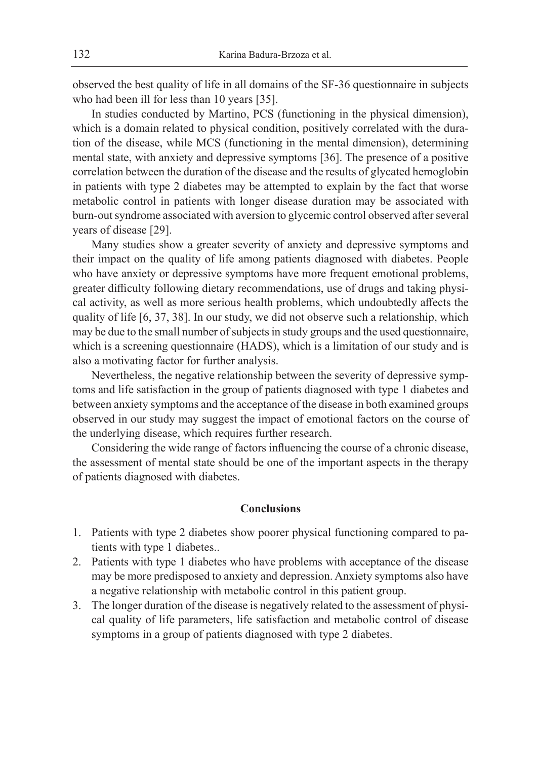observed the best quality of life in all domains of the SF-36 questionnaire in subjects who had been ill for less than 10 years [35].

In studies conducted by Martino, PCS (functioning in the physical dimension), which is a domain related to physical condition, positively correlated with the duration of the disease, while MCS (functioning in the mental dimension), determining mental state, with anxiety and depressive symptoms [36]. The presence of a positive correlation between the duration of the disease and the results of glycated hemoglobin in patients with type 2 diabetes may be attempted to explain by the fact that worse metabolic control in patients with longer disease duration may be associated with burn-out syndrome associated with aversion to glycemic control observed after several years of disease [29].

Many studies show a greater severity of anxiety and depressive symptoms and their impact on the quality of life among patients diagnosed with diabetes. People who have anxiety or depressive symptoms have more frequent emotional problems, greater difficulty following dietary recommendations, use of drugs and taking physical activity, as well as more serious health problems, which undoubtedly affects the quality of life [6, 37, 38]. In our study, we did not observe such a relationship, which may be due to the small number of subjects in study groups and the used questionnaire, which is a screening questionnaire (HADS), which is a limitation of our study and is also a motivating factor for further analysis.

Nevertheless, the negative relationship between the severity of depressive symptoms and life satisfaction in the group of patients diagnosed with type 1 diabetes and between anxiety symptoms and the acceptance of the disease in both examined groups observed in our study may suggest the impact of emotional factors on the course of the underlying disease, which requires further research.

Considering the wide range of factors influencing the course of a chronic disease, the assessment of mental state should be one of the important aspects in the therapy of patients diagnosed with diabetes.

## Conclusions

1. Patients with type 2 diabetes show poorer physical functioning compared to patients with type 1 diabetes..
2. Patients with type 1 diabetes who have problems with acceptance of the disease may be more predisposed to anxiety and depression. Anxiety symptoms also have a negative relationship with metabolic control in this patient group.
3. The longer duration of the disease is negatively related to the assessment of physical quality of life parameters, life satisfaction and metabolic control of disease symptoms in a group of patients diagnosed with type 2 diabetes.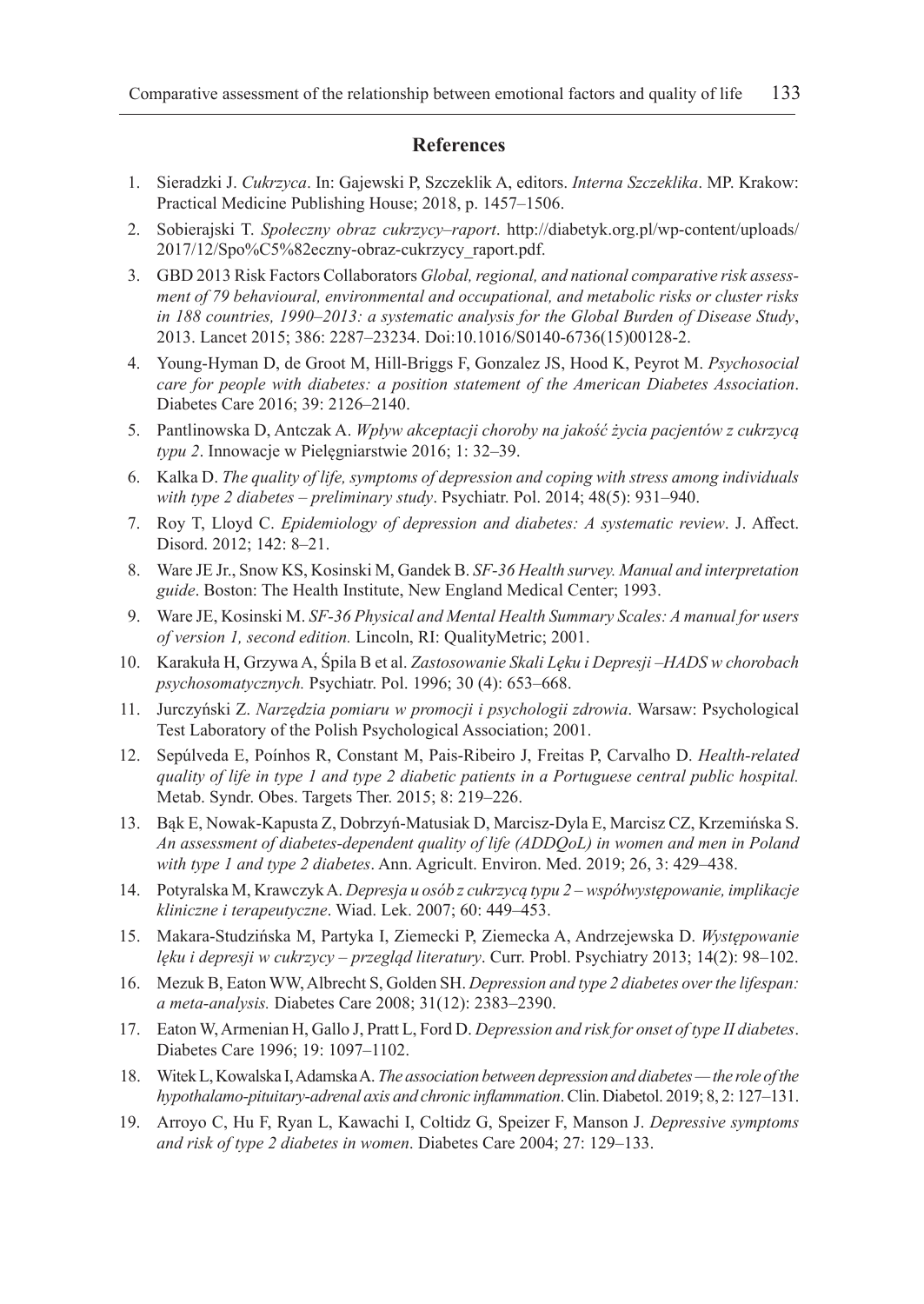## References

1. Sieradzki J. *Cukrzyca*. In: Gajewski P, Szczeklik A, editors. *Interna Szczeklika*. MP. Krakow: Practical Medicine Publishing House; 2018, p. 1457–1506.
2. Sobierajski T. *Społeczny obraz cukrzycy–raport*. http://diabetyk.org.pl/wp-content/uploads/2017/12/Spo%C5%82eczny-obraz-cukrzycy_raport.pdf.
3. GBD 2013 Risk Factors Collaborators *Global, regional, and national comparative risk assessment of 79 behavioural, environmental and occupational, and metabolic risks or cluster risks in 188 countries, 1990–2013: a systematic analysis for the Global Burden of Disease Study*, 2013. Lancet 2015; 386: 2287–23234. Doi:10.1016/S0140-6736(15)00128-2.
4. Young-Hyman D, de Groot M, Hill-Briggs F, Gonzalez JS, Hood K, Peyrot M. *Psychosocial care for people with diabetes: a position statement of the American Diabetes Association*. Diabetes Care 2016; 39: 2126–2140.
5. Pantlinowska D, Antczak A. *Wpływ akceptacji choroby na jakość życia pacjentów z cukrzycą typu 2*. Innowacje w Pielęgniarstwie 2016; 1: 32–39.
6. Kalka D. *The quality of life, symptoms of depression and coping with stress among individuals with type 2 diabetes – preliminary study*. Psychiatr. Pol. 2014; 48(5): 931–940.
7. Roy T, Lloyd C. *Epidemiology of depression and diabetes: A systematic review*. J. Affect. Disord. 2012; 142: 8–21.
8. Ware JE Jr., Snow KS, Kosinski M, Gandek B. *SF-36 Health survey. Manual and interpretation guide*. Boston: The Health Institute, New England Medical Center; 1993.
9. Ware JE, Kosinski M. *SF-36 Physical and Mental Health Summary Scales: A manual for users of version 1, second edition.* Lincoln, RI: QualityMetric; 2001.
10. Karakuła H, Grzywa A, Śpila B et al. *Zastosowanie Skali Lęku i Depresji –HADS w chorobach psychosomatycznych.* Psychiatr. Pol. 1996; 30 (4): 653–668.
11. Jurczyński Z. *Narzędzia pomiaru w promocji i psychologii zdrowia*. Warsaw: Psychological Test Laboratory of the Polish Psychological Association; 2001.
12. Sepúlveda E, Poínhos R, Constant M, Pais-Ribeiro J, Freitas P, Carvalho D. *Health-related quality of life in type 1 and type 2 diabetic patients in a Portuguese central public hospital.* Metab. Syndr. Obes. Targets Ther. 2015; 8: 219–226.
13. Bąk E, Nowak-Kapusta Z, Dobrzyń-Matusiak D, Marcisz-Dyla E, Marcisz CZ, Krzemińska S. *An assessment of diabetes-dependent quality of life (ADDQoL) in women and men in Poland with type 1 and type 2 diabetes*. Ann. Agricult. Environ. Med. 2019; 26, 3: 429–438.
14. Potyralska M, Krawczyk A. *Depresja u osób z cukrzycą typu 2 – współwystępowanie, implikacje kliniczne i terapeutyczne*. Wiad. Lek. 2007; 60: 449–453.
15. Makara-Studzińska M, Partyka I, Ziemecki P, Ziemecka A, Andrzejewska D. *Występowanie lęku i depresji w cukrzycy – przegląd literatury*. Curr. Probl. Psychiatry 2013; 14(2): 98–102.
16. Mezuk B, Eaton WW, Albrecht S, Golden SH. *Depression and type 2 diabetes over the lifespan: a meta-analysis.* Diabetes Care 2008; 31(12): 2383–2390.
17. Eaton W, Armenian H, Gallo J, Pratt L, Ford D. *Depression and risk for onset of type II diabetes*. Diabetes Care 1996; 19: 1097–1102.
18. Witek L, Kowalska I, Adamska A. *The association between depression and diabetes — the role of the hypothalamo-pituitary-adrenal axis and chronic inflammation*. Clin. Diabetol. 2019; 8, 2: 127–131.
19. Arroyo C, Hu F, Ryan L, Kawachi I, Coltidz G, Speizer F, Manson J. *Depressive symptoms and risk of type 2 diabetes in women*. Diabetes Care 2004; 27: 129–133.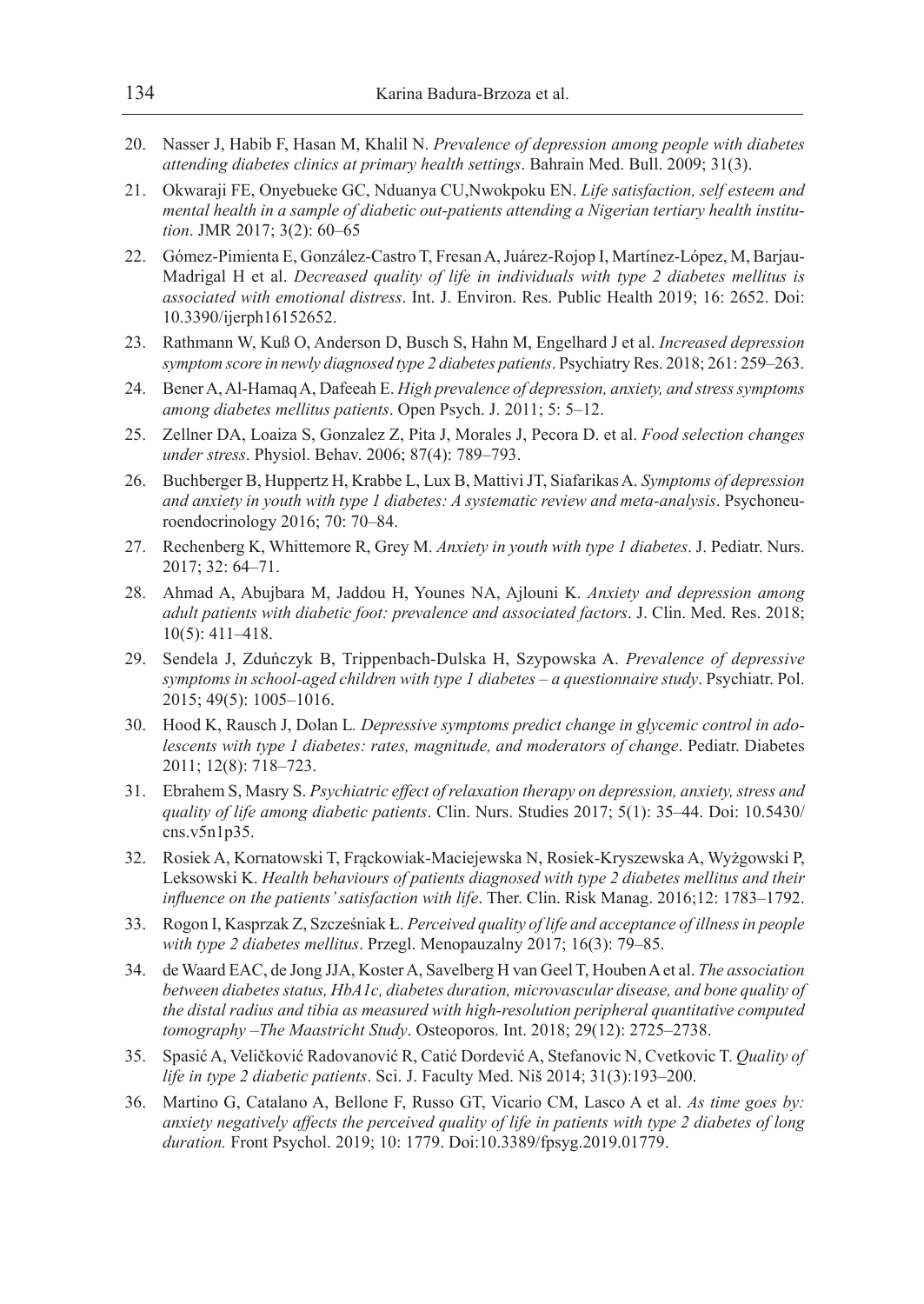20. Nasser J, Habib F, Hasan M, Khalil N. *Prevalence of depression among people with diabetes attending diabetes clinics at primary health settings*. Bahrain Med. Bull. 2009; 31(3).
21. Okwaraji FE, Onyebueke GC, Nduanya CU,Nwokpoku EN. *Life satisfaction, self esteem and mental health in a sample of diabetic out-patients attending a Nigerian tertiary health institution*. JMR 2017; 3(2): 60–65
22. Gómez-Pimienta E, González-Castro T, Fresan A, Juárez-Rojop I, Martínez-López, M, Barjau-Madrigal H et al. *Decreased quality of life in individuals with type 2 diabetes mellitus is associated with emotional distress*. Int. J. Environ. Res. Public Health 2019; 16: 2652. Doi: 10.3390/ijerph16152652.
23. Rathmann W, Kuß O, Anderson D, Busch S, Hahn M, Engelhard J et al. *Increased depression symptom score in newly diagnosed type 2 diabetes patients*. Psychiatry Res. 2018; 261: 259–263.
24. Bener A, Al-Hamaq A, Dafeeah E. *High prevalence of depression, anxiety, and stress symptoms among diabetes mellitus patients*. Open Psych. J. 2011; 5: 5–12.
25. Zellner DA, Loaiza S, Gonzalez Z, Pita J, Morales J, Pecora D. et al. *Food selection changes under stress*. Physiol. Behav. 2006; 87(4): 789–793.
26. Buchberger B, Huppertz H, Krabbe L, Lux B, Mattivi JT, Siafarikas A. *Symptoms of depression and anxiety in youth with type 1 diabetes: A systematic review and meta-analysis*. Psychoneuroendocrinology 2016; 70: 70–84.
27. Rechenberg K, Whittemore R, Grey M. *Anxiety in youth with type 1 diabetes*. J. Pediatr. Nurs. 2017; 32: 64–71.
28. Ahmad A, Abujbara M, Jaddou H, Younes NA, Ajlouni K. *Anxiety and depression among adult patients with diabetic foot: prevalence and associated factors*. J. Clin. Med. Res. 2018; 10(5): 411–418.
29. Sendela J, Zduńczyk B, Trippenbach-Dulska H, Szypowska A. *Prevalence of depressive symptoms in school-aged children with type 1 diabetes – a questionnaire study*. Psychiatr. Pol. 2015; 49(5): 1005–1016.
30. Hood K, Rausch J, Dolan L. *Depressive symptoms predict change in glycemic control in adolescents with type 1 diabetes: rates, magnitude, and moderators of change*. Pediatr. Diabetes 2011; 12(8): 718–723.
31. Ebrahem S, Masry S. *Psychiatric effect of relaxation therapy on depression, anxiety, stress and quality of life among diabetic patients*. Clin. Nurs. Studies 2017; 5(1): 35–44. Doi: 10.5430/cns.v5n1p35.
32. Rosiek A, Kornatowski T, Frąckowiak-Maciejewska N, Rosiek-Kryszewska A, Wyżgowski P, Leksowski K. *Health behaviours of patients diagnosed with type 2 diabetes mellitus and their influence on the patients' satisfaction with life*. Ther. Clin. Risk Manag. 2016;12: 1783–1792.
33. Rogon I, Kasprzak Z, Szcześniak Ł. *Perceived quality of life and acceptance of illness in people with type 2 diabetes mellitus*. Przegl. Menopauzalny 2017; 16(3): 79–85.
34. de Waard EAC, de Jong JJA, Koster A, Savelberg H van Geel T, Houben A et al. *The association between diabetes status, HbA1c, diabetes duration, microvascular disease, and bone quality of the distal radius and tibia as measured with high-resolution peripheral quantitative computed tomography –The Maastricht Study*. Osteoporos. Int. 2018; 29(12): 2725–2738.
35. Spasić A, Veličković Radovanović R, Catić Dordević A, Stefanovic N, Cvetkovic T. *Quality of life in type 2 diabetic patients*. Sci. J. Faculty Med. Niš 2014; 31(3):193–200.
36. Martino G, Catalano A, Bellone F, Russo GT, Vicario CM, Lasco A et al. *As time goes by: anxiety negatively affects the perceived quality of life in patients with type 2 diabetes of long duration.* Front Psychol. 2019; 10: 1779. Doi:10.3389/fpsyg.2019.01779.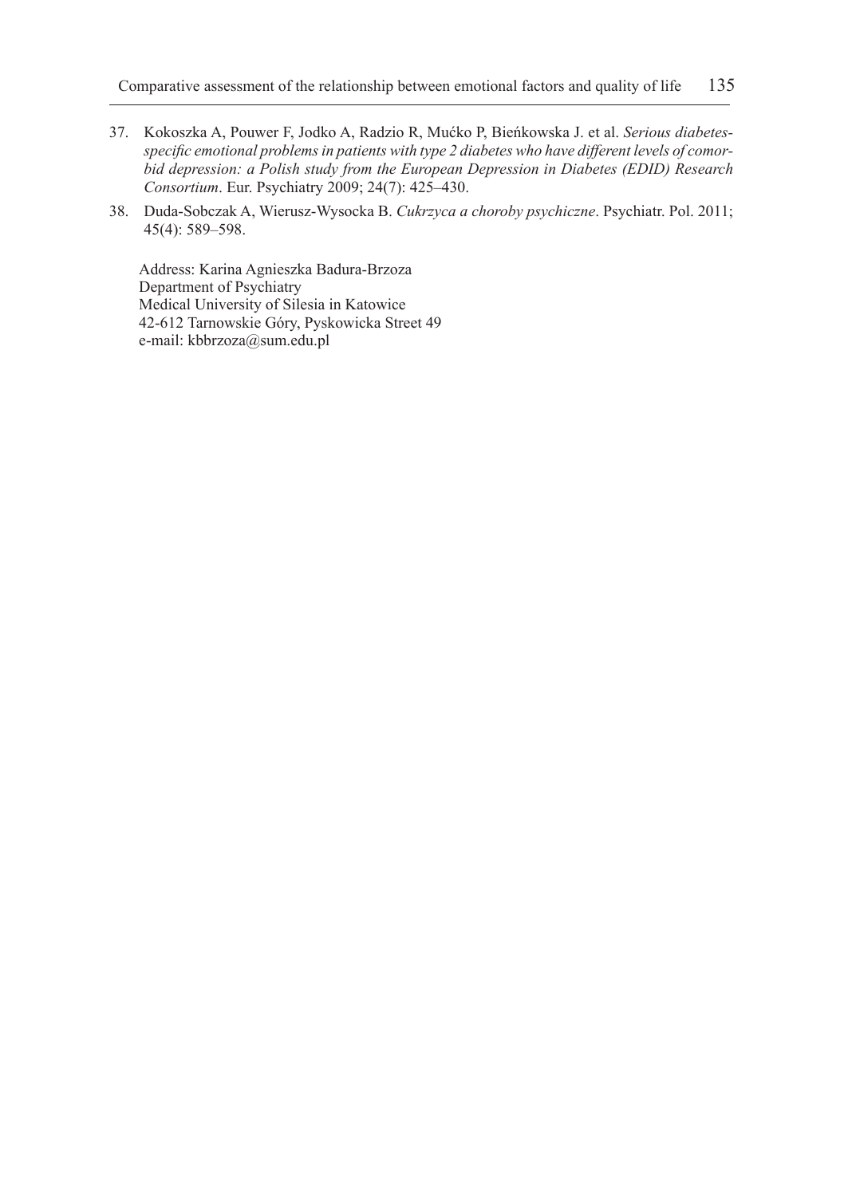37. Kokoszka A, Pouwer F, Jodko A, Radzio R, Mućko P, Bieńkowska J. et al. *Serious diabetes-specific emotional problems in patients with type 2 diabetes who have different levels of comorbid depression: a Polish study from the European Depression in Diabetes (EDID) Research Consortium*. Eur. Psychiatry 2009; 24(7): 425–430.

38. Duda-Sobczak A, Wierusz-Wysocka B. *Cukrzyca a choroby psychiczne*. Psychiatr. Pol. 2011; 45(4): 589–598.

Address: Karina Agnieszka Badura-Brzoza
Department of Psychiatry
Medical University of Silesia in Katowice
42-612 Tarnowskie Góry, Pyskowicka Street 49
e-mail: kbbrzoza@sum.edu.pl